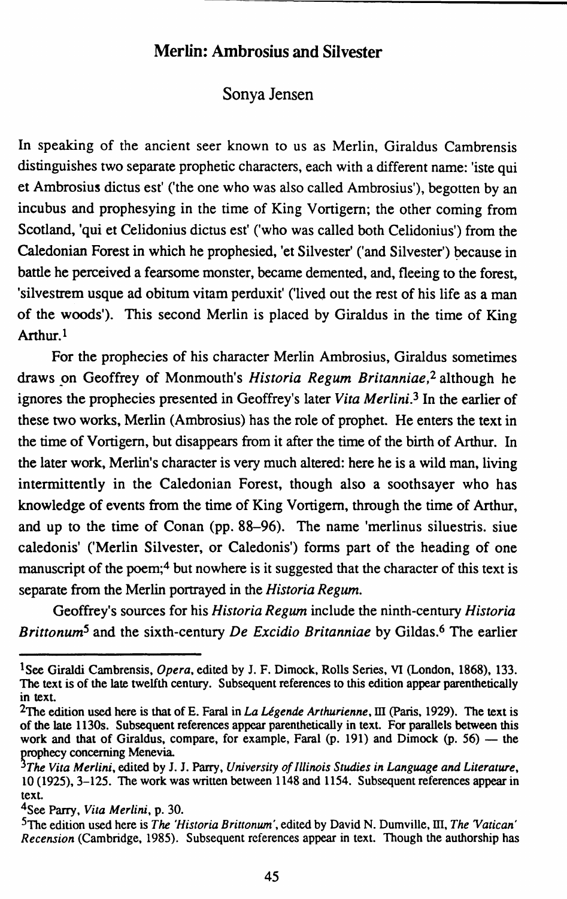# Merlin: Ambrosius and Silvester

## Sonya Jensen

In speaking of the ancient seer known to us as Merlin, Giraldus Cambrensis distinguishes two separate prophetic characters, each with a different name: 'iste qui et Ambrosius dictus est' ('the one who was also called Ambrosius'), begotten by an incubus and prophesying in the time of King Vortigern; the other coming from Scotland, 'qui et Celidonius dictus est' ('who was called both Celidonius') from the Caledonian Forest in which he prophesied, 'et Silvester' ('and Silvester') because in battle he perceived a fearsome monster, became demented, and, fleeing to the forest, 'silvestrem usque ad obitum vitam perduxit' ('lived out the rest of his life as a man of the woods'). This second Merlin is placed by Giraldus in the time of King Arthur.[1]

For the prophecies of his character Merlin Ambrosius, Giraldus sometimes draws on Geoffrey of Monmouth's *Historia Regum Britanniae*,[2] although he ignores the prophecies presented in Geoffrey's later *Vita Merlini*.[3] In the earlier of these two works, Merlin (Ambrosius) has the role of prophet. He enters the text in the time of Vortigern, but disappears from it after the time of the birth of Arthur. In the later work, Merlin's character is very much altered: here he is a wild man, living intermittently in the Caledonian Forest, though also a soothsayer who has knowledge of events from the time of King Vortigern, through the time of Arthur, and up to the time of Conan (pp. 88–96). The name 'merlinus siluestris. siue caledonis' ('Merlin Silvester, or Caledonis') forms part of the heading of one manuscript of the poem;[4] but nowhere is it suggested that the character of this text is separate from the Merlin portrayed in the *Historia Regum*.

Geoffrey's sources for his *Historia Regum* include the ninth-century *Historia Brittonum*[5] and the sixth-century *De Excidio Britanniae* by Gildas.[6] The earlier

---

[1]See Giraldi Cambrensis, *Opera*, edited by J. F. Dimock, Rolls Series, VI (London, 1868), 133. The text is of the late twelfth century. Subsequent references to this edition appear parenthetically in text.

[2]The edition used here is that of E. Faral in *La Légende Arthurienne*, III (Paris, 1929). The text is of the late 1130s. Subsequent references appear parenthetically in text. For parallels between this work and that of Giraldus, compare, for example, Faral (p. 191) and Dimock (p. 56) — the prophecy concerning Menevia.

[3]*The Vita Merlini*, edited by J. J. Parry, *University of Illinois Studies in Language and Literature*, 10 (1925), 3–125. The work was written between 1148 and 1154. Subsequent references appear in text.

[4]See Parry, *Vita Merlini*, p. 30.

[5]The edition used here is *The 'Historia Brittonum'*, edited by David N. Dumville, III, *The 'Vatican' Recension* (Cambridge, 1985). Subsequent references appear in text. Though the authorship has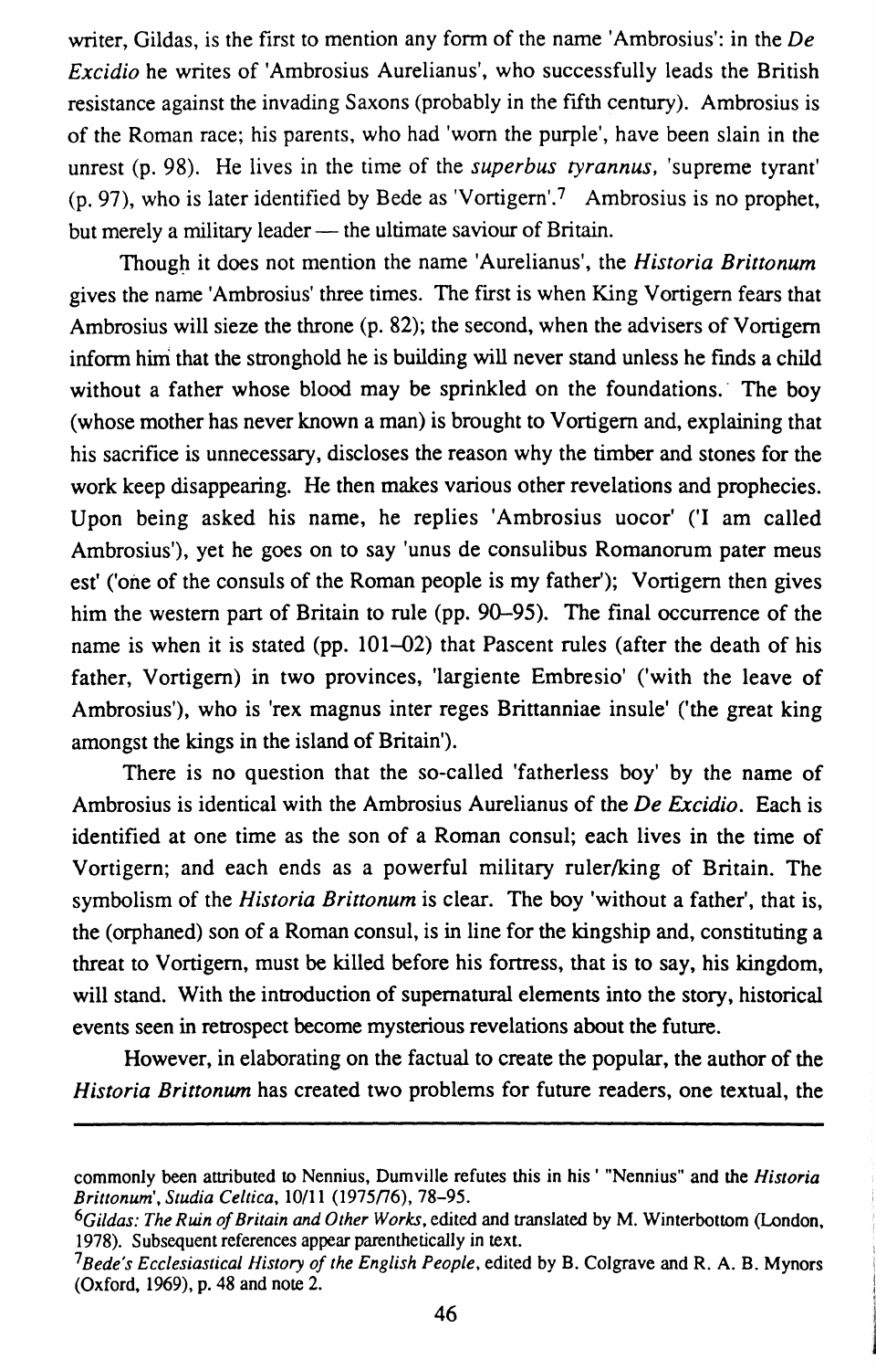writer, Gildas, is the first to mention any form of the name 'Ambrosius': in the *De Excidio* he writes of 'Ambrosius Aurelianus', who successfully leads the British resistance against the invading Saxons (probably in the fifth century). Ambrosius is of the Roman race; his parents, who had 'worn the purple', have been slain in the unrest (p. 98). He lives in the time of the *superbus tyrannus*, 'supreme tyrant' (p. 97), who is later identified by Bede as 'Vortigern'.[7] Ambrosius is no prophet, but merely a military leader — the ultimate saviour of Britain.

Though it does not mention the name 'Aurelianus', the *Historia Brittonum* gives the name 'Ambrosius' three times. The first is when King Vortigern fears that Ambrosius will sieze the throne (p. 82); the second, when the advisers of Vortigern inform him that the stronghold he is building will never stand unless he finds a child without a father whose blood may be sprinkled on the foundations. The boy (whose mother has never known a man) is brought to Vortigern and, explaining that his sacrifice is unnecessary, discloses the reason why the timber and stones for the work keep disappearing. He then makes various other revelations and prophecies. Upon being asked his name, he replies 'Ambrosius uocor' ('I am called Ambrosius'), yet he goes on to say 'unus de consulibus Romanorum pater meus est' ('one of the consuls of the Roman people is my father'); Vortigern then gives him the western part of Britain to rule (pp. 90–95). The final occurrence of the name is when it is stated (pp. 101–02) that Pascent rules (after the death of his father, Vortigern) in two provinces, 'largiente Embresio' ('with the leave of Ambrosius'), who is 'rex magnus inter reges Brittanniae insule' ('the great king amongst the kings in the island of Britain').

There is no question that the so-called 'fatherless boy' by the name of Ambrosius is identical with the Ambrosius Aurelianus of the *De Excidio*. Each is identified at one time as the son of a Roman consul; each lives in the time of Vortigern; and each ends as a powerful military ruler/king of Britain. The symbolism of the *Historia Brittonum* is clear. The boy 'without a father', that is, the (orphaned) son of a Roman consul, is in line for the kingship and, constituting a threat to Vortigern, must be killed before his fortress, that is to say, his kingdom, will stand. With the introduction of supernatural elements into the story, historical events seen in retrospect become mysterious revelations about the future.

However, in elaborating on the factual to create the popular, the author of the *Historia Brittonum* has created two problems for future readers, one textual, the

---

commonly been attributed to Nennius, Dumville refutes this in his ' "Nennius" and the *Historia Brittonum*', *Studia Celtica*, 10/11 (1975/76), 78–95.

[6] *Gildas: The Ruin of Britain and Other Works*, edited and translated by M. Winterbottom (London, 1978). Subsequent references appear parenthetically in text.

[7] *Bede's Ecclesiastical History of the English People*, edited by B. Colgrave and R. A. B. Mynors (Oxford, 1969), p. 48 and note 2.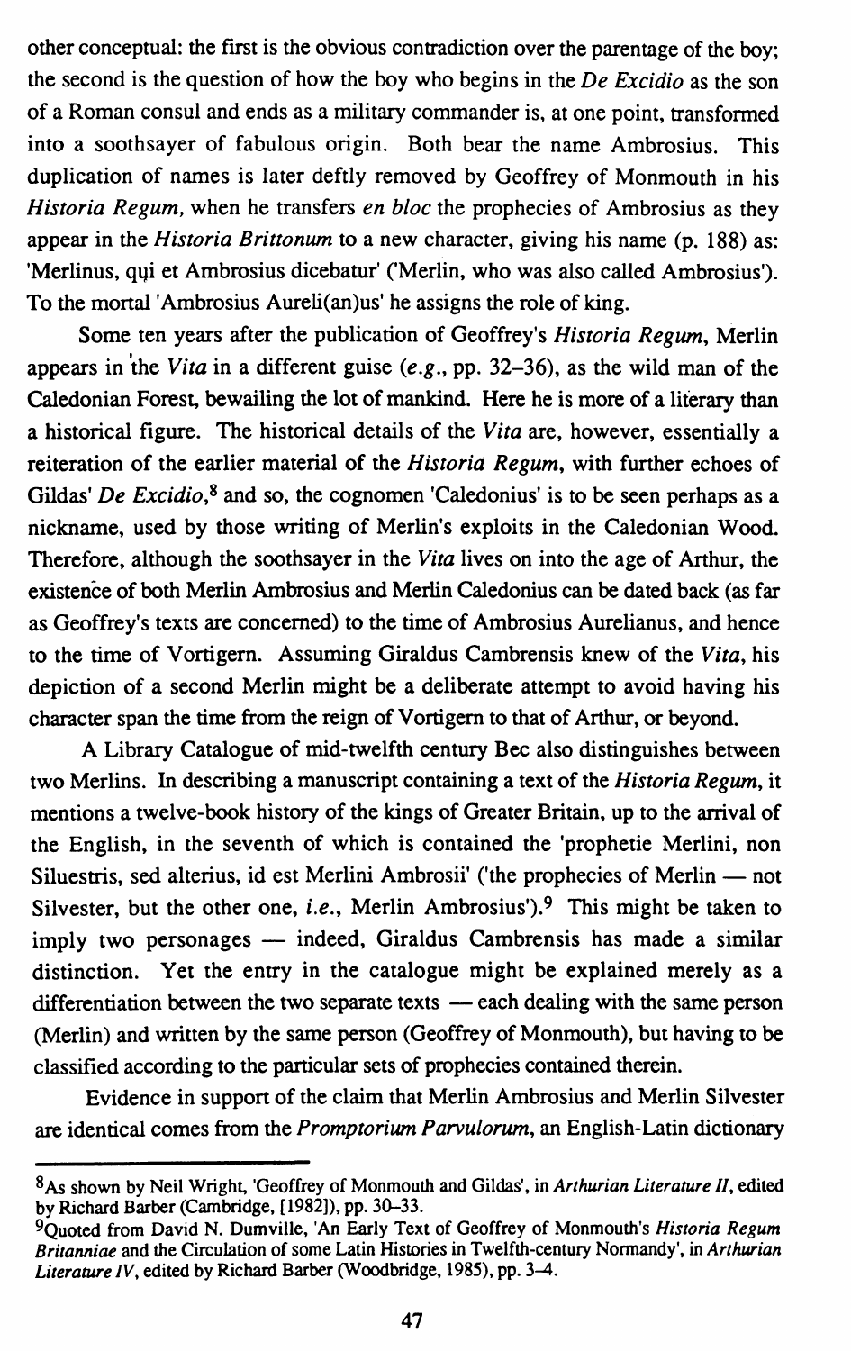other conceptual: the first is the obvious contradiction over the parentage of the boy; the second is the question of how the boy who begins in the *De Excidio* as the son of a Roman consul and ends as a military commander is, at one point, transformed into a soothsayer of fabulous origin. Both bear the name Ambrosius. This duplication of names is later deftly removed by Geoffrey of Monmouth in his *Historia Regum*, when he transfers *en bloc* the prophecies of Ambrosius as they appear in the *Historia Brittonum* to a new character, giving his name (p. 188) as: 'Merlinus, qui et Ambrosius dicebatur' ('Merlin, who was also called Ambrosius'). To the mortal 'Ambrosius Aureli(an)us' he assigns the role of king.

Some ten years after the publication of Geoffrey's *Historia Regum*, Merlin appears in the *Vita* in a different guise (*e.g.*, pp. 32–36), as the wild man of the Caledonian Forest, bewailing the lot of mankind. Here he is more of a literary than a historical figure. The historical details of the *Vita* are, however, essentially a reiteration of the earlier material of the *Historia Regum*, with further echoes of Gildas' *De Excidio*,[8] and so, the cognomen 'Caledonius' is to be seen perhaps as a nickname, used by those writing of Merlin's exploits in the Caledonian Wood. Therefore, although the soothsayer in the *Vita* lives on into the age of Arthur, the existence of both Merlin Ambrosius and Merlin Caledonius can be dated back (as far as Geoffrey's texts are concerned) to the time of Ambrosius Aurelianus, and hence to the time of Vortigern. Assuming Giraldus Cambrensis knew of the *Vita*, his depiction of a second Merlin might be a deliberate attempt to avoid having his character span the time from the reign of Vortigern to that of Arthur, or beyond.

A Library Catalogue of mid-twelfth century Bec also distinguishes between two Merlins. In describing a manuscript containing a text of the *Historia Regum*, it mentions a twelve-book history of the kings of Greater Britain, up to the arrival of the English, in the seventh of which is contained the 'prophetie Merlini, non Siluestris, sed alterius, id est Merlini Ambrosii' ('the prophecies of Merlin — not Silvester, but the other one, *i.e.*, Merlin Ambrosius').[9] This might be taken to imply two personages — indeed, Giraldus Cambrensis has made a similar distinction. Yet the entry in the catalogue might be explained merely as a differentiation between the two separate texts — each dealing with the same person (Merlin) and written by the same person (Geoffrey of Monmouth), but having to be classified according to the particular sets of prophecies contained therein.

Evidence in support of the claim that Merlin Ambrosius and Merlin Silvester are identical comes from the *Promptorium Parvulorum*, an English-Latin dictionary

---

[8] As shown by Neil Wright, 'Geoffrey of Monmouth and Gildas', in *Arthurian Literature II*, edited by Richard Barber (Cambridge, [1982]), pp. 30–33.

[9] Quoted from David N. Dumville, 'An Early Text of Geoffrey of Monmouth's *Historia Regum Britanniae* and the Circulation of some Latin Histories in Twelfth-century Normandy', in *Arthurian Literature IV*, edited by Richard Barber (Woodbridge, 1985), pp. 3–4.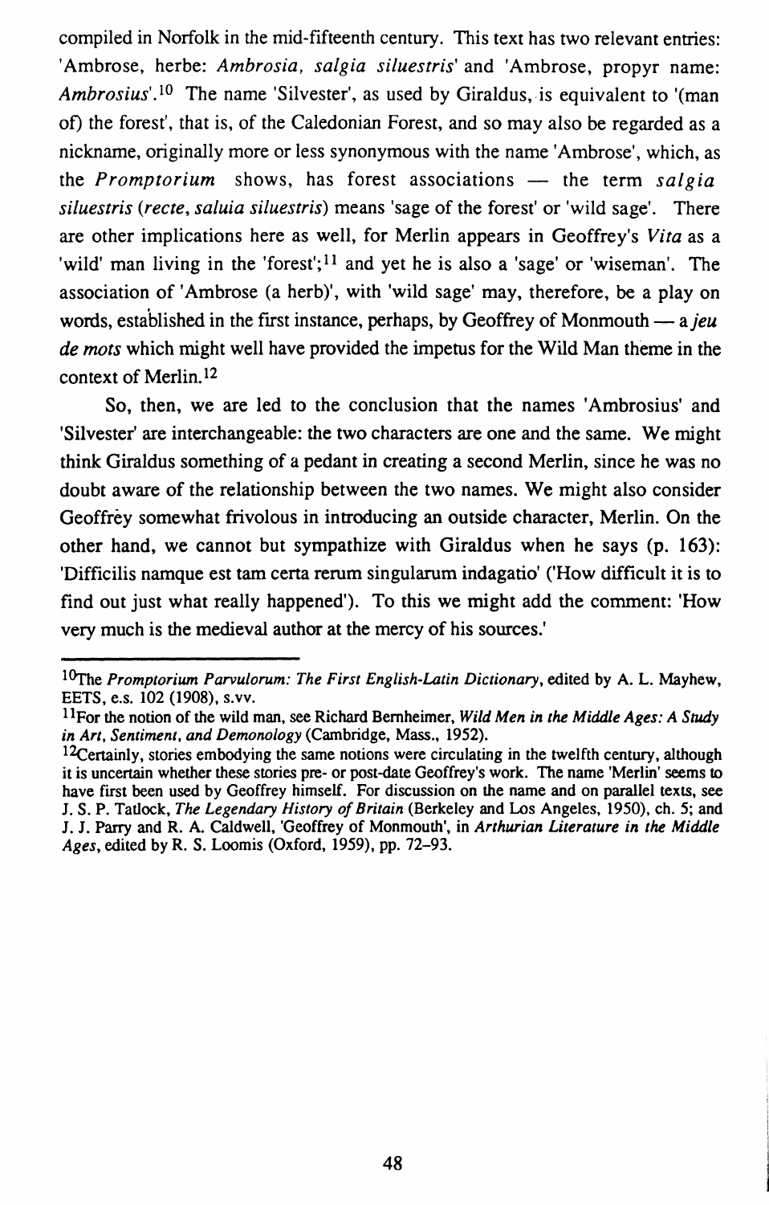compiled in Norfolk in the mid-fifteenth century. This text has two relevant entries: 'Ambrose, herbe: *Ambrosia, salgia siluestris*' and 'Ambrose, propyr name: *Ambrosius*'.[10] The name 'Silvester', as used by Giraldus, is equivalent to '(man of) the forest', that is, of the Caledonian Forest, and so may also be regarded as a nickname, originally more or less synonymous with the name 'Ambrose', which, as the *Promptorium* shows, has forest associations — the term *salgia siluestris* (*recte*, *saluia siluestris*) means 'sage of the forest' or 'wild sage'. There are other implications here as well, for Merlin appears in Geoffrey's *Vita* as a 'wild' man living in the 'forest';[11] and yet he is also a 'sage' or 'wiseman'. The association of 'Ambrose (a herb)', with 'wild sage' may, therefore, be a play on words, established in the first instance, perhaps, by Geoffrey of Monmouth — a *jeu de mots* which might well have provided the impetus for the Wild Man theme in the context of Merlin.[12]

So, then, we are led to the conclusion that the names 'Ambrosius' and 'Silvester' are interchangeable: the two characters are one and the same. We might think Giraldus something of a pedant in creating a second Merlin, since he was no doubt aware of the relationship between the two names. We might also consider Geoffrey somewhat frivolous in introducing an outside character, Merlin. On the other hand, we cannot but sympathize with Giraldus when he says (p. 163): 'Difficilis namque est tam certa rerum singularum indagatio' ('How difficult it is to find out just what really happened'). To this we might add the comment: 'How very much is the medieval author at the mercy of his sources.'

---

[10]The *Promptorium Parvulorum: The First English-Latin Dictionary*, edited by A. L. Mayhew, EETS, e.s. 102 (1908), s.vv.

[11]For the notion of the wild man, see Richard Bernheimer, *Wild Men in the Middle Ages: A Study in Art, Sentiment, and Demonology* (Cambridge, Mass., 1952).

[12]Certainly, stories embodying the same notions were circulating in the twelfth century, although it is uncertain whether these stories pre- or post-date Geoffrey's work. The name 'Merlin' seems to have first been used by Geoffrey himself. For discussion on the name and on parallel texts, see J. S. P. Tatlock, *The Legendary History of Britain* (Berkeley and Los Angeles, 1950), ch. 5; and J. J. Parry and R. A. Caldwell, 'Geoffrey of Monmouth', in *Arthurian Literature in the Middle Ages*, edited by R. S. Loomis (Oxford, 1959), pp. 72–93.